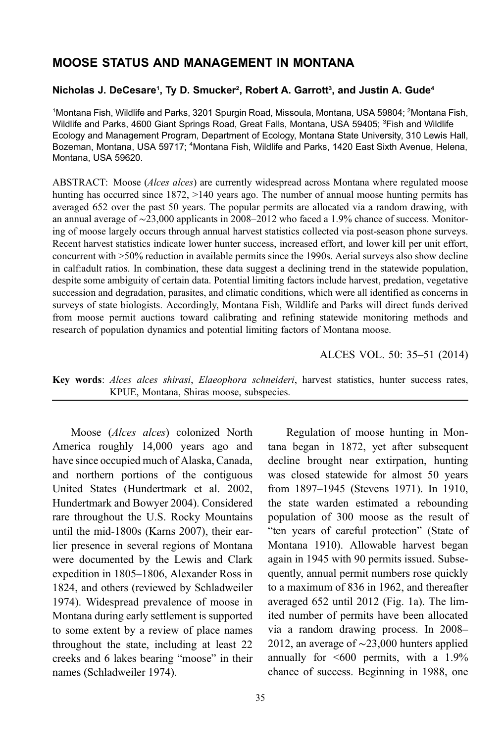# MOOSE STATUS AND MANAGEMENT IN MONTANA

**Nicholas J. DeCesare[1], Ty D. Smucker[2], Robert A. Garrott[3], and Justin A. Gude[4]**

[1]Montana Fish, Wildlife and Parks, 3201 Spurgin Road, Missoula, Montana, USA 59804; [2]Montana Fish, Wildlife and Parks, 4600 Giant Springs Road, Great Falls, Montana, USA 59405; [3]Fish and Wildlife Ecology and Management Program, Department of Ecology, Montana State University, 310 Lewis Hall, Bozeman, Montana, USA 59717; [4]Montana Fish, Wildlife and Parks, 1420 East Sixth Avenue, Helena, Montana, USA 59620.

ABSTRACT: Moose (*Alces alces*) are currently widespread across Montana where regulated moose hunting has occurred since 1872, >140 years ago. The number of annual moose hunting permits has averaged 652 over the past 50 years. The popular permits are allocated via a random drawing, with an annual average of ~23,000 applicants in 2008–2012 who faced a 1.9% chance of success. Monitoring of moose largely occurs through annual harvest statistics collected via post-season phone surveys. Recent harvest statistics indicate lower hunter success, increased effort, and lower kill per unit effort, concurrent with >50% reduction in available permits since the 1990s. Aerial surveys also show decline in calf:adult ratios. In combination, these data suggest a declining trend in the statewide population, despite some ambiguity of certain data. Potential limiting factors include harvest, predation, vegetative succession and degradation, parasites, and climatic conditions, which were all identified as concerns in surveys of state biologists. Accordingly, Montana Fish, Wildlife and Parks will direct funds derived from moose permit auctions toward calibrating and refining statewide monitoring methods and research of population dynamics and potential limiting factors of Montana moose.

ALCES VOL. 50: 35–51 (2014)

**Key words**: *Alces alces shirasi*, *Elaeophora schneideri*, harvest statistics, hunter success rates, KPUE, Montana, Shiras moose, subspecies.

Moose (*Alces alces*) colonized North America roughly 14,000 years ago and have since occupied much of Alaska, Canada, and northern portions of the contiguous United States (Hundertmark et al. 2002, Hundertmark and Bowyer 2004). Considered rare throughout the U.S. Rocky Mountains until the mid-1800s (Karns 2007), their earlier presence in several regions of Montana were documented by the Lewis and Clark expedition in 1805–1806, Alexander Ross in 1824, and others (reviewed by Schladweiler 1974). Widespread prevalence of moose in Montana during early settlement is supported to some extent by a review of place names throughout the state, including at least 22 creeks and 6 lakes bearing "moose" in their names (Schladweiler 1974).

Regulation of moose hunting in Montana began in 1872, yet after subsequent decline brought near extirpation, hunting was closed statewide for almost 50 years from 1897–1945 (Stevens 1971). In 1910, the state warden estimated a rebounding population of 300 moose as the result of "ten years of careful protection" (State of Montana 1910). Allowable harvest began again in 1945 with 90 permits issued. Subsequently, annual permit numbers rose quickly to a maximum of 836 in 1962, and thereafter averaged 652 until 2012 (Fig. 1a). The limited number of permits have been allocated via a random drawing process. In 2008–2012, an average of ~23,000 hunters applied annually for <600 permits, with a 1.9% chance of success. Beginning in 1988, one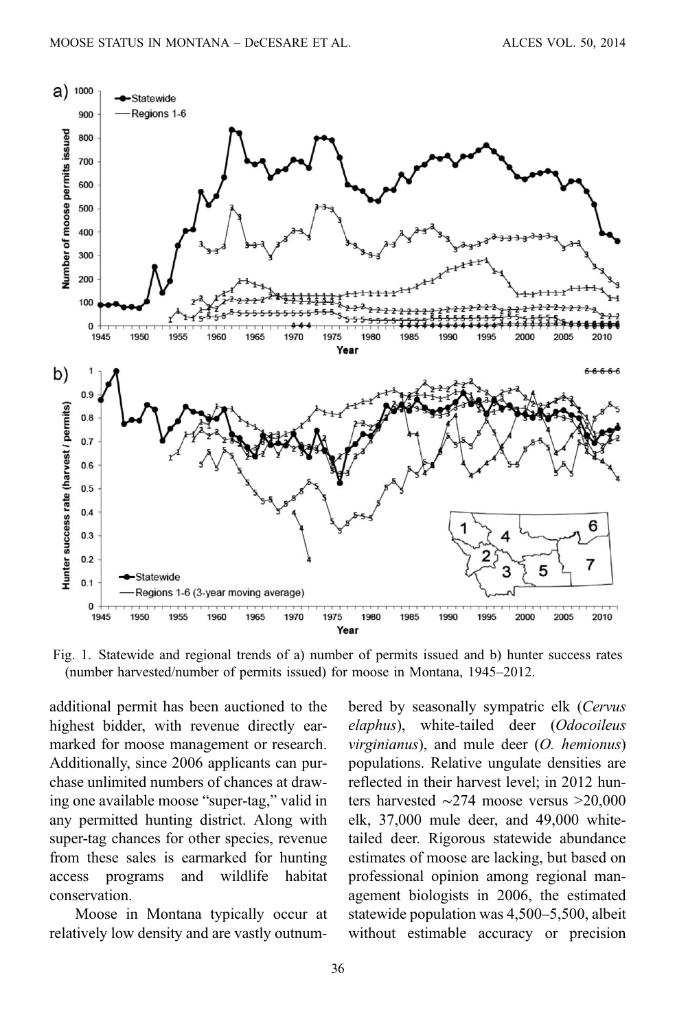Fig. 1. Statewide and regional trends of a) number of permits issued and b) hunter success rates (number harvested/number of permits issued) for moose in Montana, 1945–2012.

additional permit has been auctioned to the highest bidder, with revenue directly earmarked for moose management or research. Additionally, since 2006 applicants can purchase unlimited numbers of chances at drawing one available moose "super-tag," valid in any permitted hunting district. Along with super-tag chances for other species, revenue from these sales is earmarked for hunting access programs and wildlife habitat conservation.

Moose in Montana typically occur at relatively low density and are vastly outnumbered by seasonally sympatric elk (*Cervus elaphus*), white-tailed deer (*Odocoileus virginianus*), and mule deer (*O. hemionus*) populations. Relative ungulate densities are reflected in their harvest level; in 2012 hunters harvested ~274 moose versus >20,000 elk, 37,000 mule deer, and 49,000 white-tailed deer. Rigorous statewide abundance estimates of moose are lacking, but based on professional opinion among regional management biologists in 2006, the estimated statewide population was 4,500–5,500, albeit without estimable accuracy or precision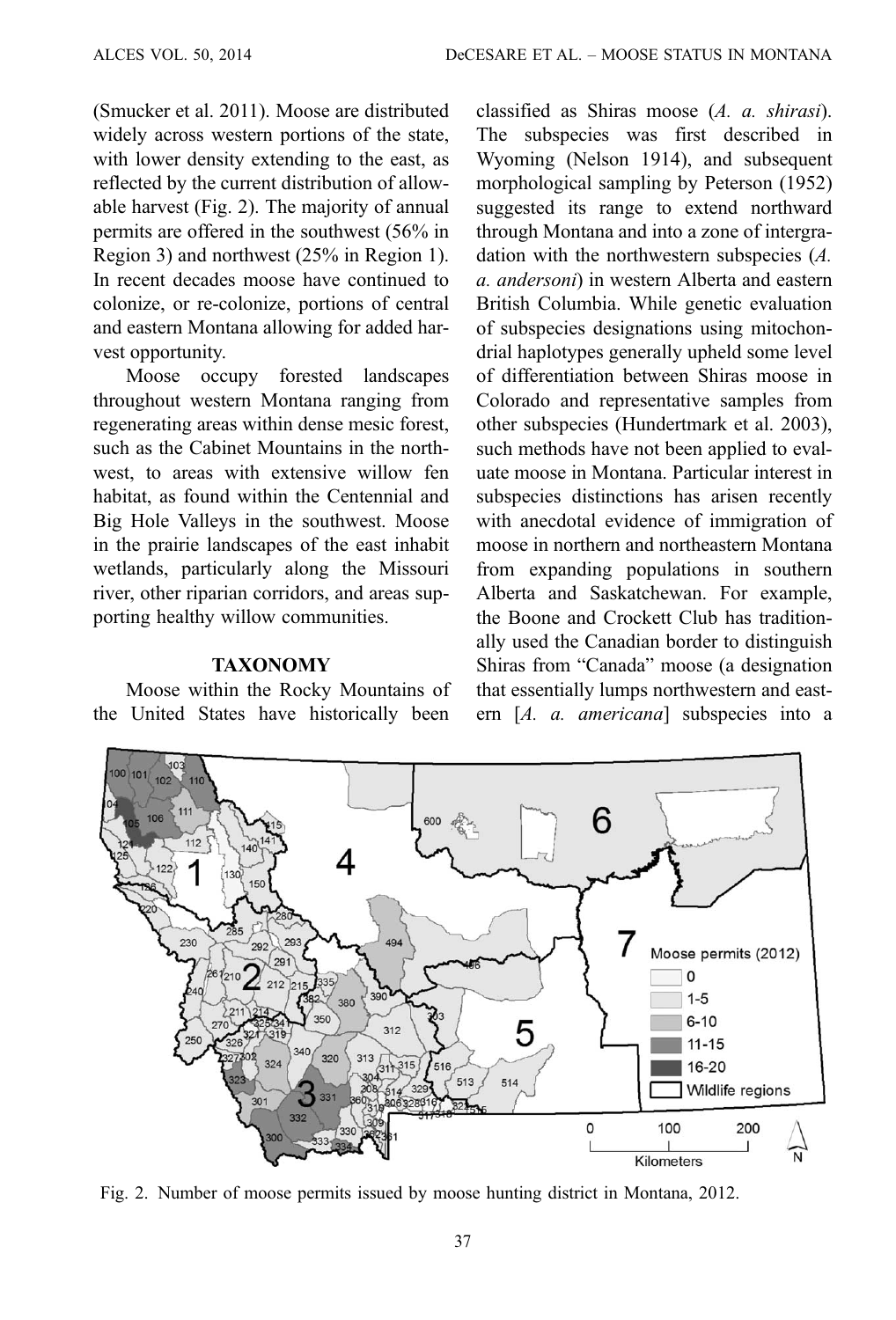(Smucker et al. 2011). Moose are distributed widely across western portions of the state, with lower density extending to the east, as reflected by the current distribution of allowable harvest (Fig. 2). The majority of annual permits are offered in the southwest (56% in Region 3) and northwest (25% in Region 1). In recent decades moose have continued to colonize, or re-colonize, portions of central and eastern Montana allowing for added harvest opportunity.

Moose occupy forested landscapes throughout western Montana ranging from regenerating areas within dense mesic forest, such as the Cabinet Mountains in the northwest, to areas with extensive willow fen habitat, as found within the Centennial and Big Hole Valleys in the southwest. Moose in the prairie landscapes of the east inhabit wetlands, particularly along the Missouri river, other riparian corridors, and areas supporting healthy willow communities.

## TAXONOMY

Moose within the Rocky Mountains of the United States have historically been classified as Shiras moose (*A. a. shirasi*). The subspecies was first described in Wyoming (Nelson 1914), and subsequent morphological sampling by Peterson (1952) suggested its range to extend northward through Montana and into a zone of intergradation with the northwestern subspecies (*A. a. andersoni*) in western Alberta and eastern British Columbia. While genetic evaluation of subspecies designations using mitochondrial haplotypes generally upheld some level of differentiation between Shiras moose in Colorado and representative samples from other subspecies (Hundertmark et al. 2003), such methods have not been applied to evaluate moose in Montana. Particular interest in subspecies distinctions has arisen recently with anecdotal evidence of immigration of moose in northern and northeastern Montana from expanding populations in southern Alberta and Saskatchewan. For example, the Boone and Crockett Club has traditionally used the Canadian border to distinguish Shiras from "Canada" moose (a designation that essentially lumps northwestern and eastern [*A. a. americana*] subspecies into a

Fig. 2. Number of moose permits issued by moose hunting district in Montana, 2012.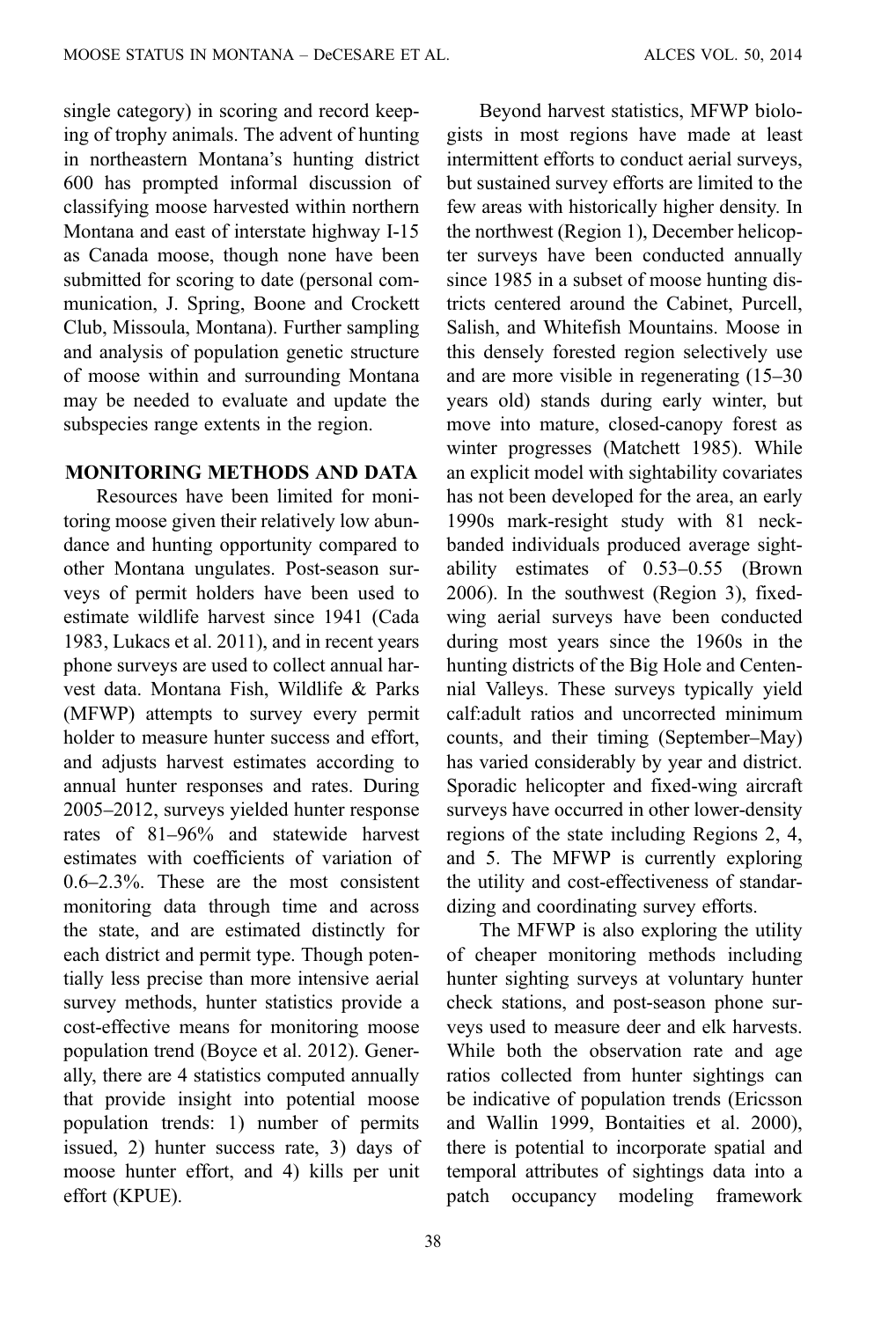single category) in scoring and record keeping of trophy animals. The advent of hunting in northeastern Montana's hunting district 600 has prompted informal discussion of classifying moose harvested within northern Montana and east of interstate highway I-15 as Canada moose, though none have been submitted for scoring to date (personal communication, J. Spring, Boone and Crockett Club, Missoula, Montana). Further sampling and analysis of population genetic structure of moose within and surrounding Montana may be needed to evaluate and update the subspecies range extents in the region.

## MONITORING METHODS AND DATA

Resources have been limited for monitoring moose given their relatively low abundance and hunting opportunity compared to other Montana ungulates. Post-season surveys of permit holders have been used to estimate wildlife harvest since 1941 (Cada 1983, Lukacs et al. 2011), and in recent years phone surveys are used to collect annual harvest data. Montana Fish, Wildlife & Parks (MFWP) attempts to survey every permit holder to measure hunter success and effort, and adjusts harvest estimates according to annual hunter responses and rates. During 2005–2012, surveys yielded hunter response rates of 81–96% and statewide harvest estimates with coefficients of variation of 0.6–2.3%. These are the most consistent monitoring data through time and across the state, and are estimated distinctly for each district and permit type. Though potentially less precise than more intensive aerial survey methods, hunter statistics provide a cost-effective means for monitoring moose population trend (Boyce et al. 2012). Generally, there are 4 statistics computed annually that provide insight into potential moose population trends: 1) number of permits issued, 2) hunter success rate, 3) days of moose hunter effort, and 4) kills per unit effort (KPUE).

Beyond harvest statistics, MFWP biologists in most regions have made at least intermittent efforts to conduct aerial surveys, but sustained survey efforts are limited to the few areas with historically higher density. In the northwest (Region 1), December helicopter surveys have been conducted annually since 1985 in a subset of moose hunting districts centered around the Cabinet, Purcell, Salish, and Whitefish Mountains. Moose in this densely forested region selectively use and are more visible in regenerating (15–30 years old) stands during early winter, but move into mature, closed-canopy forest as winter progresses (Matchett 1985). While an explicit model with sightability covariates has not been developed for the area, an early 1990s mark-resight study with 81 neck-banded individuals produced average sightability estimates of 0.53–0.55 (Brown 2006). In the southwest (Region 3), fixed-wing aerial surveys have been conducted during most years since the 1960s in the hunting districts of the Big Hole and Centennial Valleys. These surveys typically yield calf:adult ratios and uncorrected minimum counts, and their timing (September–May) has varied considerably by year and district. Sporadic helicopter and fixed-wing aircraft surveys have occurred in other lower-density regions of the state including Regions 2, 4, and 5. The MFWP is currently exploring the utility and cost-effectiveness of standardizing and coordinating survey efforts.

The MFWP is also exploring the utility of cheaper monitoring methods including hunter sighting surveys at voluntary hunter check stations, and post-season phone surveys used to measure deer and elk harvests. While both the observation rate and age ratios collected from hunter sightings can be indicative of population trends (Ericsson and Wallin 1999, Bontaities et al. 2000), there is potential to incorporate spatial and temporal attributes of sightings data into a patch occupancy modeling framework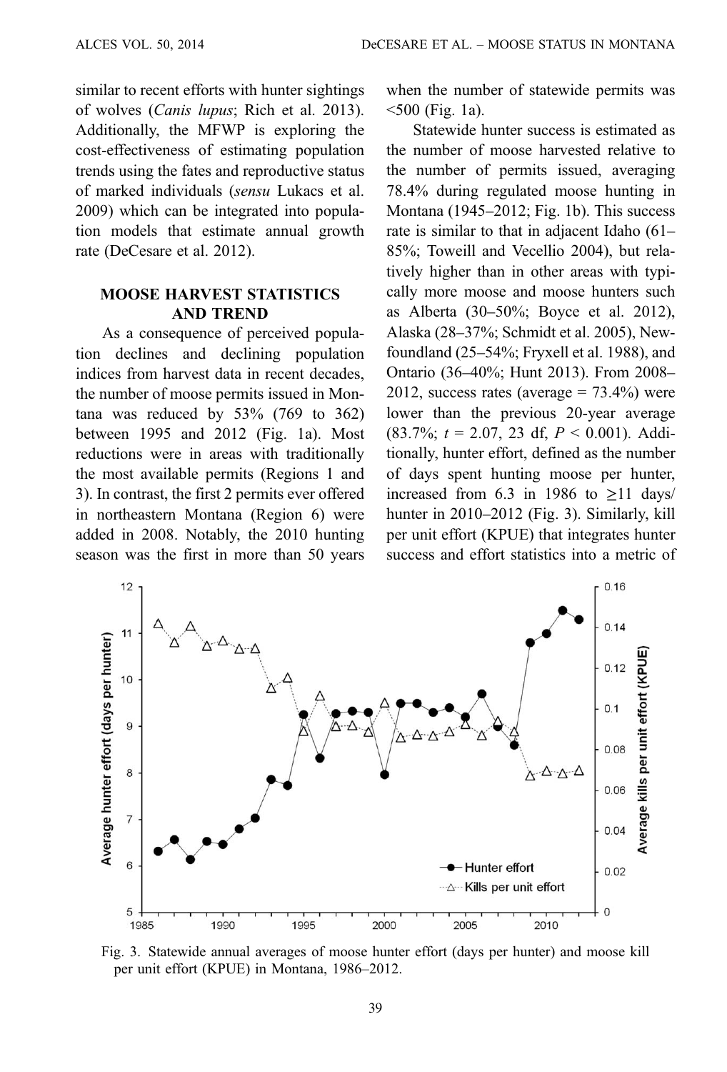similar to recent efforts with hunter sightings of wolves (*Canis lupus*; Rich et al. 2013). Additionally, the MFWP is exploring the cost-effectiveness of estimating population trends using the fates and reproductive status of marked individuals (*sensu* Lukacs et al. 2009) which can be integrated into population models that estimate annual growth rate (DeCesare et al. 2012).

## MOOSE HARVEST STATISTICS AND TREND

As a consequence of perceived population declines and declining population indices from harvest data in recent decades, the number of moose permits issued in Montana was reduced by 53% (769 to 362) between 1995 and 2012 (Fig. 1a). Most reductions were in areas with traditionally the most available permits (Regions 1 and 3). In contrast, the first 2 permits ever offered in northeastern Montana (Region 6) were added in 2008. Notably, the 2010 hunting season was the first in more than 50 years when the number of statewide permits was <500 (Fig. 1a).

Statewide hunter success is estimated as the number of moose harvested relative to the number of permits issued, averaging 78.4% during regulated moose hunting in Montana (1945–2012; Fig. 1b). This success rate is similar to that in adjacent Idaho (61–85%; Toweill and Vecellio 2004), but relatively higher than in other areas with typically more moose and moose hunters such as Alberta (30–50%; Boyce et al. 2012), Alaska (28–37%; Schmidt et al. 2005), Newfoundland (25–54%; Fryxell et al. 1988), and Ontario (36–40%; Hunt 2013). From 2008–2012, success rates (average = 73.4%) were lower than the previous 20-year average (83.7%; $t = 2.07$, 23 df, $P < 0.001$). Additionally, hunter effort, defined as the number of days spent hunting moose per hunter, increased from 6.3 in 1986 to ≥11 days/hunter in 2010–2012 (Fig. 3). Similarly, kill per unit effort (KPUE) that integrates hunter success and effort statistics into a metric of

Fig. 3. Statewide annual averages of moose hunter effort (days per hunter) and moose kill per unit effort (KPUE) in Montana, 1986–2012.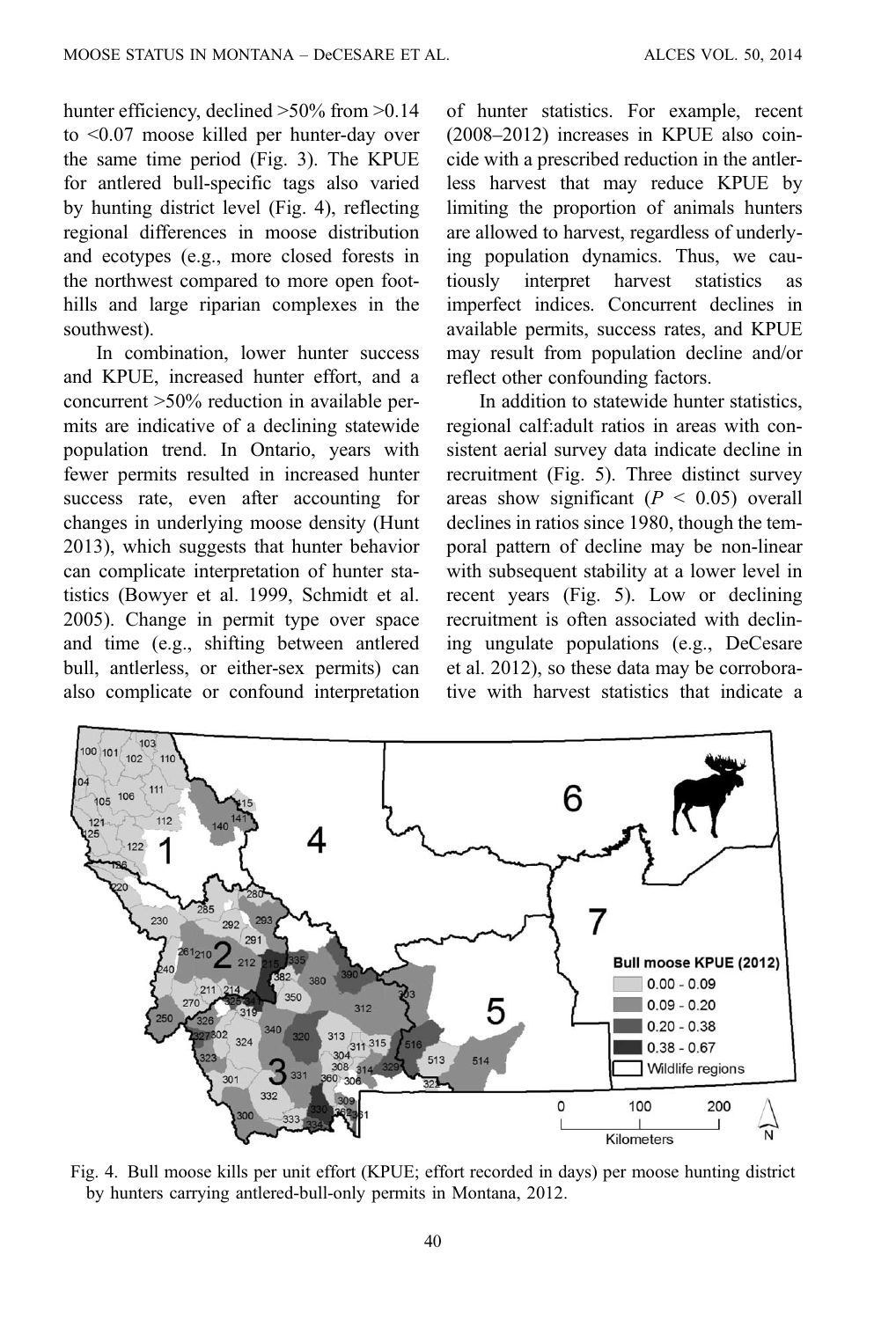hunter efficiency, declined >50% from >0.14 to <0.07 moose killed per hunter-day over the same time period (Fig. 3). The KPUE for antlered bull-specific tags also varied by hunting district level (Fig. 4), reflecting regional differences in moose distribution and ecotypes (e.g., more closed forests in the northwest compared to more open foothills and large riparian complexes in the southwest).

In combination, lower hunter success and KPUE, increased hunter effort, and a concurrent >50% reduction in available permits are indicative of a declining statewide population trend. In Ontario, years with fewer permits resulted in increased hunter success rate, even after accounting for changes in underlying moose density (Hunt 2013), which suggests that hunter behavior can complicate interpretation of hunter statistics (Bowyer et al. 1999, Schmidt et al. 2005). Change in permit type over space and time (e.g., shifting between antlered bull, antlerless, or either-sex permits) can also complicate or confound interpretation of hunter statistics. For example, recent (2008–2012) increases in KPUE also coincide with a prescribed reduction in the antlerless harvest that may reduce KPUE by limiting the proportion of animals hunters are allowed to harvest, regardless of underlying population dynamics. Thus, we cautiously interpret harvest statistics as imperfect indices. Concurrent declines in available permits, success rates, and KPUE may result from population decline and/or reflect other confounding factors.

In addition to statewide hunter statistics, regional calf:adult ratios in areas with consistent aerial survey data indicate decline in recruitment (Fig. 5). Three distinct survey areas show significant ($P < 0.05$) overall declines in ratios since 1980, though the temporal pattern of decline may be non-linear with subsequent stability at a lower level in recent years (Fig. 5). Low or declining recruitment is often associated with declining ungulate populations (e.g., DeCesare et al. 2012), so these data may be corroborative with harvest statistics that indicate a

Fig. 4. Bull moose kills per unit effort (KPUE; effort recorded in days) per moose hunting district by hunters carrying antlered-bull-only permits in Montana, 2012.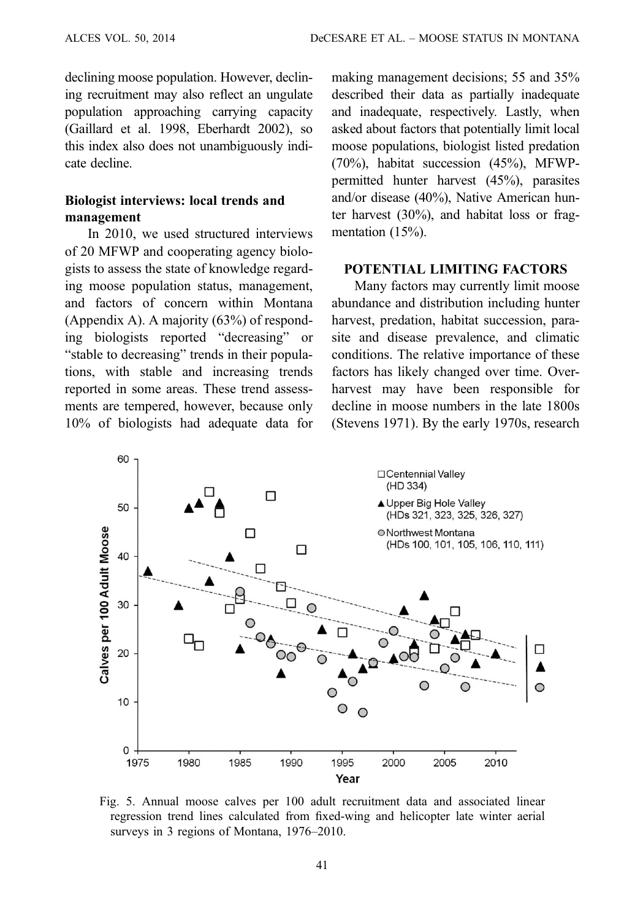declining moose population. However, declining recruitment may also reflect an ungulate population approaching carrying capacity (Gaillard et al. 1998, Eberhardt 2002), so this index also does not unambiguously indicate decline.

### Biologist interviews: local trends and management

In 2010, we used structured interviews of 20 MFWP and cooperating agency biologists to assess the state of knowledge regarding moose population status, management, and factors of concern within Montana (Appendix A). A majority (63%) of responding biologists reported "decreasing" or "stable to decreasing" trends in their populations, with stable and increasing trends reported in some areas. These trend assessments are tempered, however, because only 10% of biologists had adequate data for making management decisions; 55 and 35% described their data as partially inadequate and inadequate, respectively. Lastly, when asked about factors that potentially limit local moose populations, biologist listed predation (70%), habitat succession (45%), MFWP-permitted hunter harvest (45%), parasites and/or disease (40%), Native American hunter harvest (30%), and habitat loss or fragmentation (15%).

## POTENTIAL LIMITING FACTORS

Many factors may currently limit moose abundance and distribution including hunter harvest, predation, habitat succession, parasite and disease prevalence, and climatic conditions. The relative importance of these factors has likely changed over time. Overharvest may have been responsible for decline in moose numbers in the late 1800s (Stevens 1971). By the early 1970s, research

Fig. 5. Annual moose calves per 100 adult recruitment data and associated linear regression trend lines calculated from fixed-wing and helicopter late winter aerial surveys in 3 regions of Montana, 1976–2010.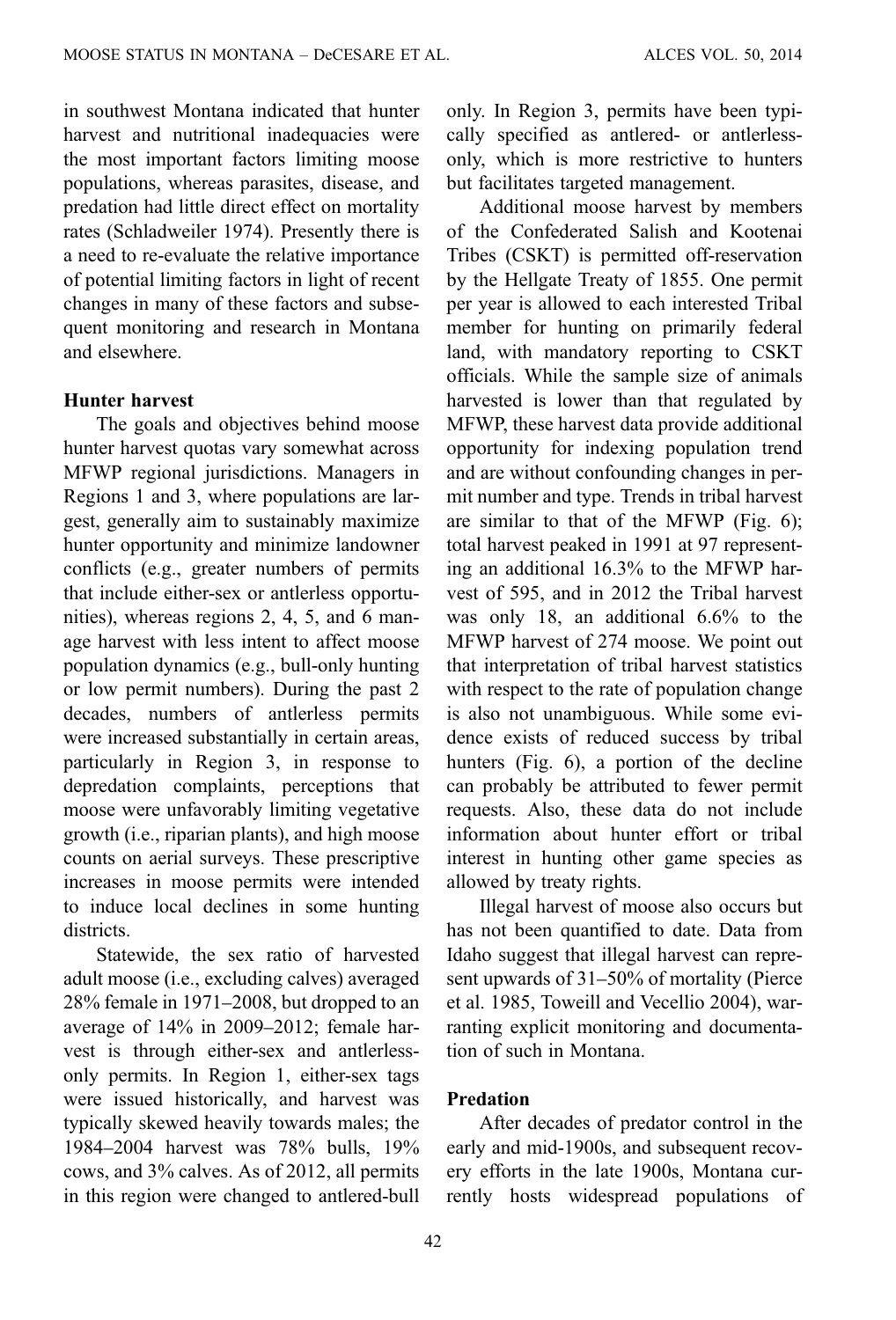in southwest Montana indicated that hunter harvest and nutritional inadequacies were the most important factors limiting moose populations, whereas parasites, disease, and predation had little direct effect on mortality rates (Schladweiler 1974). Presently there is a need to re-evaluate the relative importance of potential limiting factors in light of recent changes in many of these factors and subsequent monitoring and research in Montana and elsewhere.

**Hunter harvest**

The goals and objectives behind moose hunter harvest quotas vary somewhat across MFWP regional jurisdictions. Managers in Regions 1 and 3, where populations are largest, generally aim to sustainably maximize hunter opportunity and minimize landowner conflicts (e.g., greater numbers of permits that include either-sex or antlerless opportunities), whereas regions 2, 4, 5, and 6 manage harvest with less intent to affect moose population dynamics (e.g., bull-only hunting or low permit numbers). During the past 2 decades, numbers of antlerless permits were increased substantially in certain areas, particularly in Region 3, in response to depredation complaints, perceptions that moose were unfavorably limiting vegetative growth (i.e., riparian plants), and high moose counts on aerial surveys. These prescriptive increases in moose permits were intended to induce local declines in some hunting districts.

Statewide, the sex ratio of harvested adult moose (i.e., excluding calves) averaged 28% female in 1971–2008, but dropped to an average of 14% in 2009–2012; female harvest is through either-sex and antlerless-only permits. In Region 1, either-sex tags were issued historically, and harvest was typically skewed heavily towards males; the 1984–2004 harvest was 78% bulls, 19% cows, and 3% calves. As of 2012, all permits in this region were changed to antlered-bull only. In Region 3, permits have been typically specified as antlered- or antlerless-only, which is more restrictive to hunters but facilitates targeted management.

Additional moose harvest by members of the Confederated Salish and Kootenai Tribes (CSKT) is permitted off-reservation by the Hellgate Treaty of 1855. One permit per year is allowed to each interested Tribal member for hunting on primarily federal land, with mandatory reporting to CSKT officials. While the sample size of animals harvested is lower than that regulated by MFWP, these harvest data provide additional opportunity for indexing population trend and are without confounding changes in permit number and type. Trends in tribal harvest are similar to that of the MFWP (Fig. 6); total harvest peaked in 1991 at 97 representing an additional 16.3% to the MFWP harvest of 595, and in 2012 the Tribal harvest was only 18, an additional 6.6% to the MFWP harvest of 274 moose. We point out that interpretation of tribal harvest statistics with respect to the rate of population change is also not unambiguous. While some evidence exists of reduced success by tribal hunters (Fig. 6), a portion of the decline can probably be attributed to fewer permit requests. Also, these data do not include information about hunter effort or tribal interest in hunting other game species as allowed by treaty rights.

Illegal harvest of moose also occurs but has not been quantified to date. Data from Idaho suggest that illegal harvest can represent upwards of 31–50% of mortality (Pierce et al. 1985, Toweill and Vecellio 2004), warranting explicit monitoring and documentation of such in Montana.

**Predation**

After decades of predator control in the early and mid-1900s, and subsequent recovery efforts in the late 1900s, Montana currently hosts widespread populations of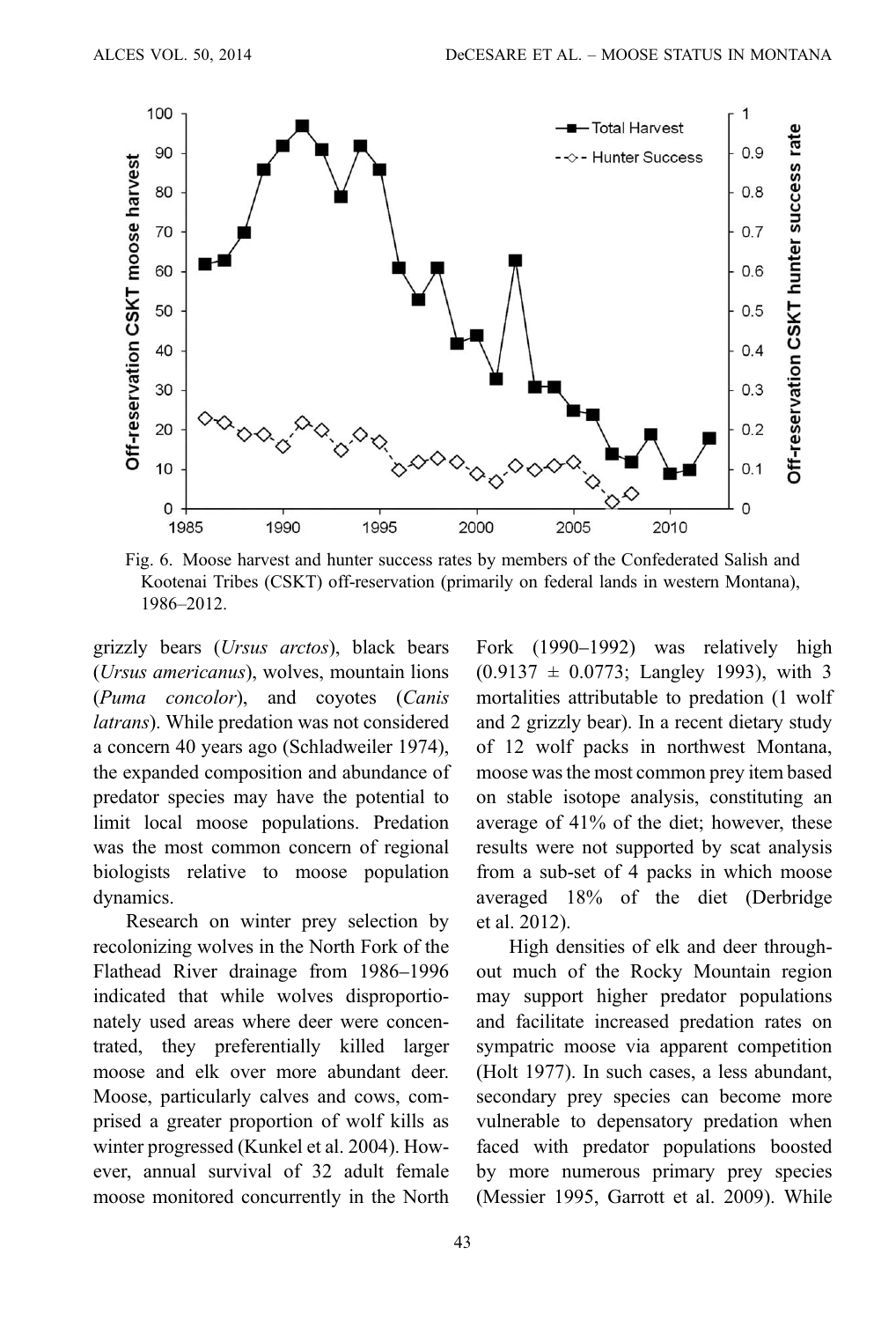Fig. 6. Moose harvest and hunter success rates by members of the Confederated Salish and Kootenai Tribes (CSKT) off-reservation (primarily on federal lands in western Montana), 1986–2012.

grizzly bears (*Ursus arctos*), black bears (*Ursus americanus*), wolves, mountain lions (*Puma concolor*), and coyotes (*Canis latrans*). While predation was not considered a concern 40 years ago (Schladweiler 1974), the expanded composition and abundance of predator species may have the potential to limit local moose populations. Predation was the most common concern of regional biologists relative to moose population dynamics.

Research on winter prey selection by recolonizing wolves in the North Fork of the Flathead River drainage from 1986–1996 indicated that while wolves disproportionately used areas where deer were concentrated, they preferentially killed larger moose and elk over more abundant deer. Moose, particularly calves and cows, comprised a greater proportion of wolf kills as winter progressed (Kunkel et al. 2004). However, annual survival of 32 adult female moose monitored concurrently in the North Fork (1990–1992) was relatively high ($0.9137 \pm 0.0773$; Langley 1993), with 3 mortalities attributable to predation (1 wolf and 2 grizzly bear). In a recent dietary study of 12 wolf packs in northwest Montana, moose was the most common prey item based on stable isotope analysis, constituting an average of 41% of the diet; however, these results were not supported by scat analysis from a sub-set of 4 packs in which moose averaged 18% of the diet (Derbridge et al. 2012).

High densities of elk and deer throughout much of the Rocky Mountain region may support higher predator populations and facilitate increased predation rates on sympatric moose via apparent competition (Holt 1977). In such cases, a less abundant, secondary prey species can become more vulnerable to depensatory predation when faced with predator populations boosted by more numerous primary prey species (Messier 1995, Garrott et al. 2009). While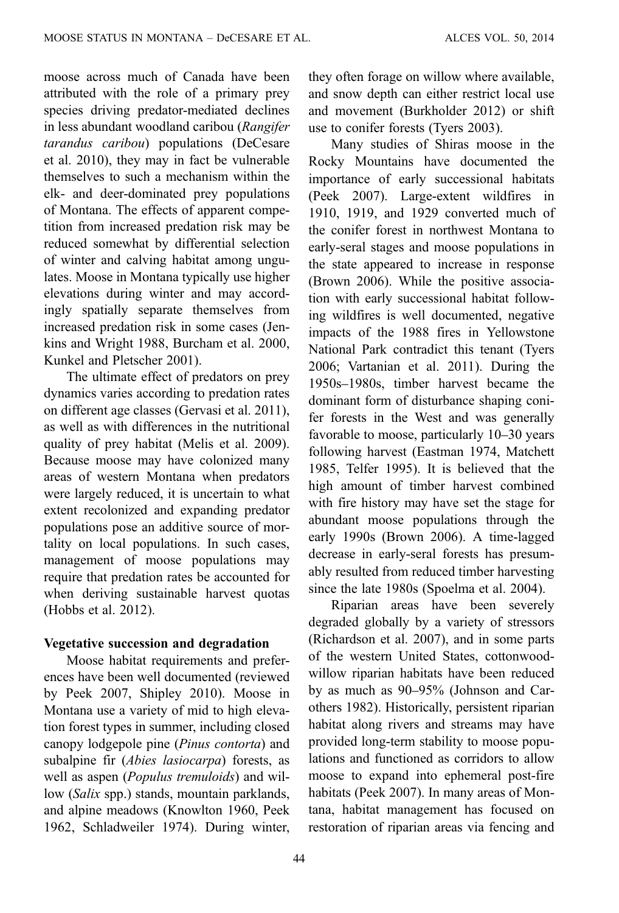moose across much of Canada have been attributed with the role of a primary prey species driving predator-mediated declines in less abundant woodland caribou (*Rangifer tarandus caribou*) populations (DeCesare et al. 2010), they may in fact be vulnerable themselves to such a mechanism within the elk- and deer-dominated prey populations of Montana. The effects of apparent competition from increased predation risk may be reduced somewhat by differential selection of winter and calving habitat among ungulates. Moose in Montana typically use higher elevations during winter and may accordingly spatially separate themselves from increased predation risk in some cases (Jenkins and Wright 1988, Burcham et al. 2000, Kunkel and Pletscher 2001).

The ultimate effect of predators on prey dynamics varies according to predation rates on different age classes (Gervasi et al. 2011), as well as with differences in the nutritional quality of prey habitat (Melis et al. 2009). Because moose may have colonized many areas of western Montana when predators were largely reduced, it is uncertain to what extent recolonized and expanding predator populations pose an additive source of mortality on local populations. In such cases, management of moose populations may require that predation rates be accounted for when deriving sustainable harvest quotas (Hobbs et al. 2012).

### Vegetative succession and degradation

Moose habitat requirements and preferences have been well documented (reviewed by Peek 2007, Shipley 2010). Moose in Montana use a variety of mid to high elevation forest types in summer, including closed canopy lodgepole pine (*Pinus contorta*) and subalpine fir (*Abies lasiocarpa*) forests, as well as aspen (*Populus tremuloids*) and willow (*Salix* spp.) stands, mountain parklands, and alpine meadows (Knowlton 1960, Peek 1962, Schladweiler 1974). During winter, they often forage on willow where available, and snow depth can either restrict local use and movement (Burkholder 2012) or shift use to conifer forests (Tyers 2003).

Many studies of Shiras moose in the Rocky Mountains have documented the importance of early successional habitats (Peek 2007). Large-extent wildfires in 1910, 1919, and 1929 converted much of the conifer forest in northwest Montana to early-seral stages and moose populations in the state appeared to increase in response (Brown 2006). While the positive association with early successional habitat following wildfires is well documented, negative impacts of the 1988 fires in Yellowstone National Park contradict this tenant (Tyers 2006; Vartanian et al. 2011). During the 1950s–1980s, timber harvest became the dominant form of disturbance shaping conifer forests in the West and was generally favorable to moose, particularly 10–30 years following harvest (Eastman 1974, Matchett 1985, Telfer 1995). It is believed that the high amount of timber harvest combined with fire history may have set the stage for abundant moose populations through the early 1990s (Brown 2006). A time-lagged decrease in early-seral forests has presumably resulted from reduced timber harvesting since the late 1980s (Spoelma et al. 2004).

Riparian areas have been severely degraded globally by a variety of stressors (Richardson et al. 2007), and in some parts of the western United States, cottonwood-willow riparian habitats have been reduced by as much as 90–95% (Johnson and Carothers 1982). Historically, persistent riparian habitat along rivers and streams may have provided long-term stability to moose populations and functioned as corridors to allow moose to expand into ephemeral post-fire habitats (Peek 2007). In many areas of Montana, habitat management has focused on restoration of riparian areas via fencing and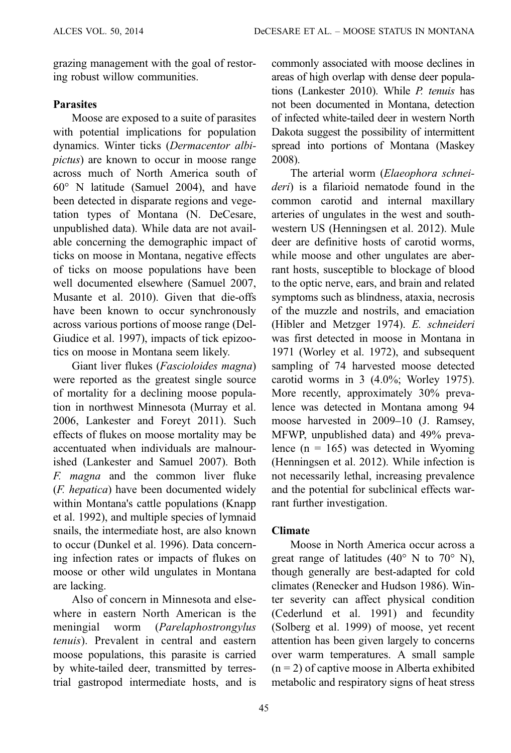grazing management with the goal of restoring robust willow communities.

### Parasites

Moose are exposed to a suite of parasites with potential implications for population dynamics. Winter ticks (*Dermacentor albipictus*) are known to occur in moose range across much of North America south of 60° N latitude (Samuel 2004), and have been detected in disparate regions and vegetation types of Montana (N. DeCesare, unpublished data). While data are not available concerning the demographic impact of ticks on moose in Montana, negative effects of ticks on moose populations have been well documented elsewhere (Samuel 2007, Musante et al. 2010). Given that die-offs have been known to occur synchronously across various portions of moose range (DelGiudice et al. 1997), impacts of tick epizootics on moose in Montana seem likely.

Giant liver flukes (*Fascioloides magna*) were reported as the greatest single source of mortality for a declining moose population in northwest Minnesota (Murray et al. 2006, Lankester and Foreyt 2011). Such effects of flukes on moose mortality may be accentuated when individuals are malnourished (Lankester and Samuel 2007). Both *F. magna* and the common liver fluke (*F. hepatica*) have been documented widely within Montana's cattle populations (Knapp et al. 1992), and multiple species of lymnaid snails, the intermediate host, are also known to occur (Dunkel et al. 1996). Data concerning infection rates or impacts of flukes on moose or other wild ungulates in Montana are lacking.

Also of concern in Minnesota and elsewhere in eastern North American is the meningial worm (*Parelaphostrongylus tenuis*). Prevalent in central and eastern moose populations, this parasite is carried by white-tailed deer, transmitted by terrestrial gastropod intermediate hosts, and is commonly associated with moose declines in areas of high overlap with dense deer populations (Lankester 2010). While *P. tenuis* has not been documented in Montana, detection of infected white-tailed deer in western North Dakota suggest the possibility of intermittent spread into portions of Montana (Maskey 2008).

The arterial worm (*Elaeophora schneideri*) is a filarioid nematode found in the common carotid and internal maxillary arteries of ungulates in the west and southwestern US (Henningsen et al. 2012). Mule deer are definitive hosts of carotid worms, while moose and other ungulates are aberrant hosts, susceptible to blockage of blood to the optic nerve, ears, and brain and related symptoms such as blindness, ataxia, necrosis of the muzzle and nostrils, and emaciation (Hibler and Metzger 1974). *E. schneideri* was first detected in moose in Montana in 1971 (Worley et al. 1972), and subsequent sampling of 74 harvested moose detected carotid worms in 3 (4.0%; Worley 1975). More recently, approximately 30% prevalence was detected in Montana among 94 moose harvested in 2009–10 (J. Ramsey, MFWP, unpublished data) and 49% prevalence (n = 165) was detected in Wyoming (Henningsen et al. 2012). While infection is not necessarily lethal, increasing prevalence and the potential for subclinical effects warrant further investigation.

### Climate

Moose in North America occur across a great range of latitudes (40° N to 70° N), though generally are best-adapted for cold climates (Renecker and Hudson 1986). Winter severity can affect physical condition (Cederlund et al. 1991) and fecundity (Solberg et al. 1999) of moose, yet recent attention has been given largely to concerns over warm temperatures. A small sample (n = 2) of captive moose in Alberta exhibited metabolic and respiratory signs of heat stress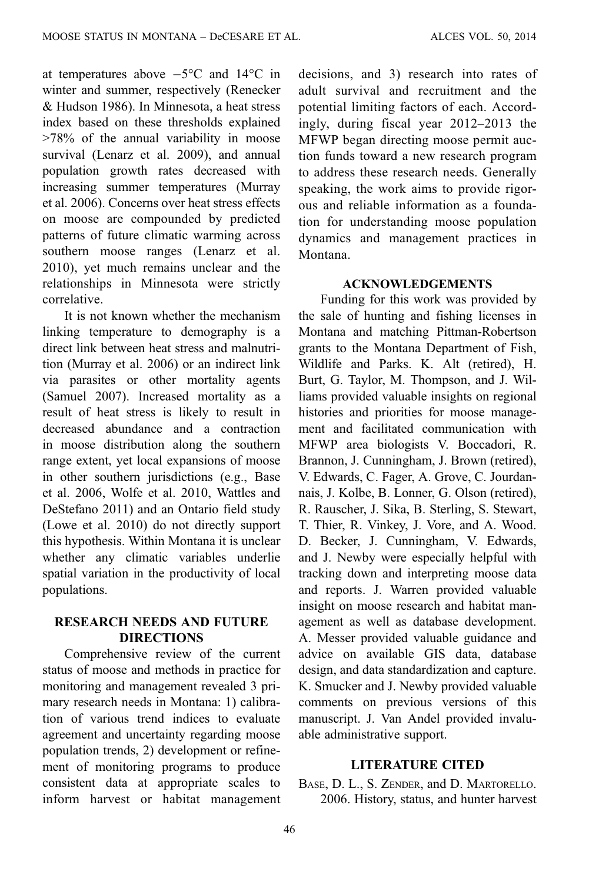at temperatures above −5°C and 14°C in winter and summer, respectively (Renecker & Hudson 1986). In Minnesota, a heat stress index based on these thresholds explained >78% of the annual variability in moose survival (Lenarz et al. 2009), and annual population growth rates decreased with increasing summer temperatures (Murray et al. 2006). Concerns over heat stress effects on moose are compounded by predicted patterns of future climatic warming across southern moose ranges (Lenarz et al. 2010), yet much remains unclear and the relationships in Minnesota were strictly correlative.

It is not known whether the mechanism linking temperature to demography is a direct link between heat stress and malnutrition (Murray et al. 2006) or an indirect link via parasites or other mortality agents (Samuel 2007). Increased mortality as a result of heat stress is likely to result in decreased abundance and a contraction in moose distribution along the southern range extent, yet local expansions of moose in other southern jurisdictions (e.g., Base et al. 2006, Wolfe et al. 2010, Wattles and DeStefano 2011) and an Ontario field study (Lowe et al. 2010) do not directly support this hypothesis. Within Montana it is unclear whether any climatic variables underlie spatial variation in the productivity of local populations.

## RESEARCH NEEDS AND FUTURE DIRECTIONS

Comprehensive review of the current status of moose and methods in practice for monitoring and management revealed 3 primary research needs in Montana: 1) calibration of various trend indices to evaluate agreement and uncertainty regarding moose population trends, 2) development or refinement of monitoring programs to produce consistent data at appropriate scales to inform harvest or habitat management decisions, and 3) research into rates of adult survival and recruitment and the potential limiting factors of each. Accordingly, during fiscal year 2012–2013 the MFWP began directing moose permit auction funds toward a new research program to address these research needs. Generally speaking, the work aims to provide rigorous and reliable information as a foundation for understanding moose population dynamics and management practices in Montana.

## ACKNOWLEDGEMENTS

Funding for this work was provided by the sale of hunting and fishing licenses in Montana and matching Pittman-Robertson grants to the Montana Department of Fish, Wildlife and Parks. K. Alt (retired), H. Burt, G. Taylor, M. Thompson, and J. Williams provided valuable insights on regional histories and priorities for moose management and facilitated communication with MFWP area biologists V. Boccadori, R. Brannon, J. Cunningham, J. Brown (retired), V. Edwards, C. Fager, A. Grove, C. Jourdannais, J. Kolbe, B. Lonner, G. Olson (retired), R. Rauscher, J. Sika, B. Sterling, S. Stewart, T. Thier, R. Vinkey, J. Vore, and A. Wood. D. Becker, J. Cunningham, V. Edwards, and J. Newby were especially helpful with tracking down and interpreting moose data and reports. J. Warren provided valuable insight on moose research and habitat management as well as database development. A. Messer provided valuable guidance and advice on available GIS data, database design, and data standardization and capture. K. Smucker and J. Newby provided valuable comments on previous versions of this manuscript. J. Van Andel provided invaluable administrative support.

## LITERATURE CITED

Base, D. L., S. Zender, and D. Martorello. 2006. History, status, and hunter harvest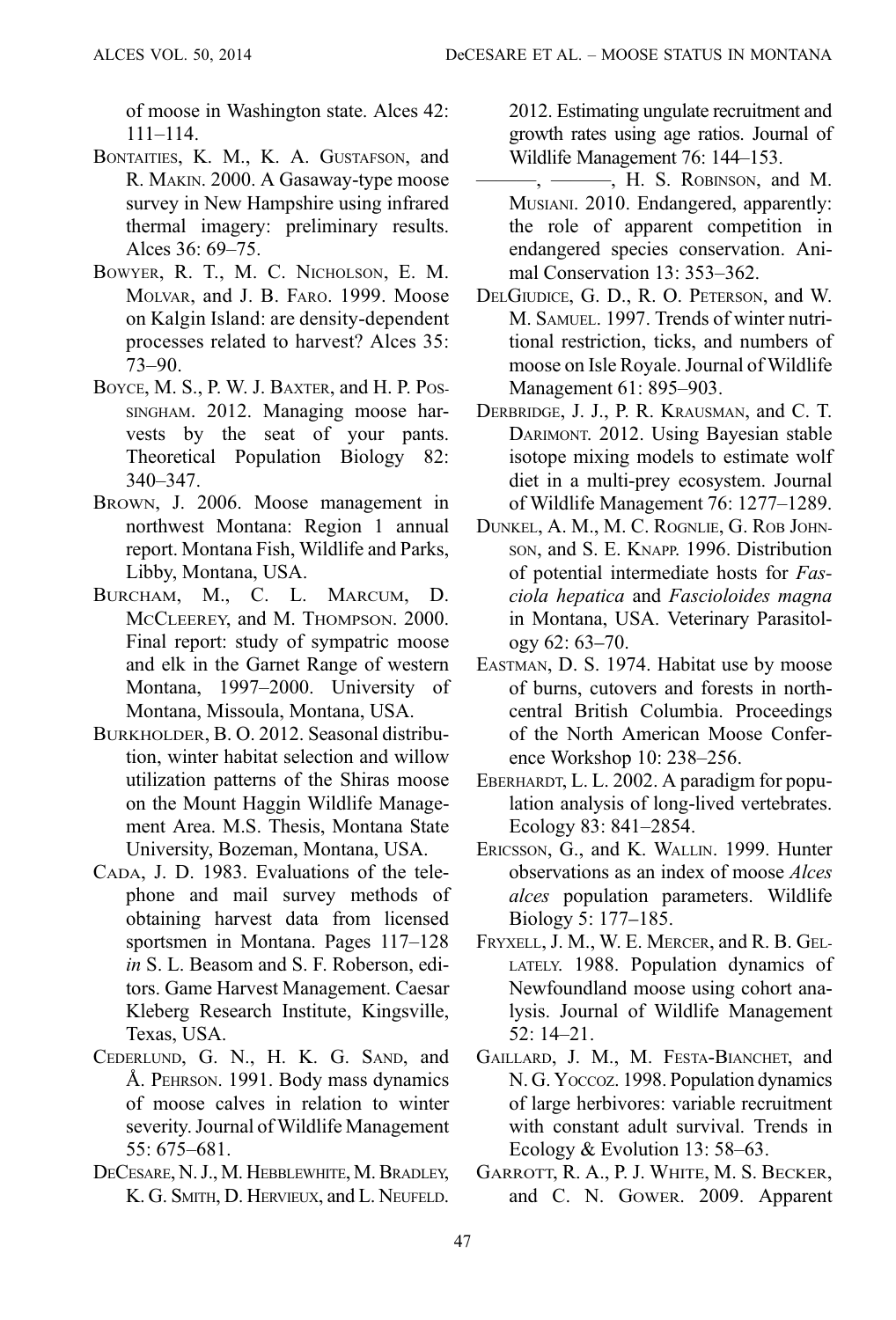of moose in Washington state. Alces 42: 111–114.

Bontaities, K. M., K. A. Gustafson, and R. Makin. 2000. A Gasaway-type moose survey in New Hampshire using infrared thermal imagery: preliminary results. Alces 36: 69–75.

Bowyer, R. T., M. C. Nicholson, E. M. Molvar, and J. B. Faro. 1999. Moose on Kalgin Island: are density-dependent processes related to harvest? Alces 35: 73–90.

Boyce, M. S., P. W. J. Baxter, and H. P. Possingham. 2012. Managing moose harvests by the seat of your pants. Theoretical Population Biology 82: 340–347.

Brown, J. 2006. Moose management in northwest Montana: Region 1 annual report. Montana Fish, Wildlife and Parks, Libby, Montana, USA.

Burcham, M., C. L. Marcum, D. McCleerey, and M. Thompson. 2000. Final report: study of sympatric moose and elk in the Garnet Range of western Montana, 1997–2000. University of Montana, Missoula, Montana, USA.

Burkholder, B. O. 2012. Seasonal distribution, winter habitat selection and willow utilization patterns of the Shiras moose on the Mount Haggin Wildlife Management Area. M.S. Thesis, Montana State University, Bozeman, Montana, USA.

Cada, J. D. 1983. Evaluations of the telephone and mail survey methods of obtaining harvest data from licensed sportsmen in Montana. Pages 117–128 *in* S. L. Beasom and S. F. Roberson, editors. Game Harvest Management. Caesar Kleberg Research Institute, Kingsville, Texas, USA.

Cederlund, G. N., H. K. G. Sand, and Å. Pehrson. 1991. Body mass dynamics of moose calves in relation to winter severity. Journal of Wildlife Management 55: 675–681.

DeCesare, N. J., M. Hebblewhite, M. Bradley, K. G. Smith, D. Hervieux, and L. Neufeld. 2012. Estimating ungulate recruitment and growth rates using age ratios. Journal of Wildlife Management 76: 144–153.

———, ———, H. S. Robinson, and M. Musiani. 2010. Endangered, apparently: the role of apparent competition in endangered species conservation. Animal Conservation 13: 353–362.

DelGiudice, G. D., R. O. Peterson, and W. M. Samuel. 1997. Trends of winter nutritional restriction, ticks, and numbers of moose on Isle Royale. Journal of Wildlife Management 61: 895–903.

Derbridge, J. J., P. R. Krausman, and C. T. Darimont. 2012. Using Bayesian stable isotope mixing models to estimate wolf diet in a multi-prey ecosystem. Journal of Wildlife Management 76: 1277–1289.

Dunkel, A. M., M. C. Rognlie, G. Rob Johnson, and S. E. Knapp. 1996. Distribution of potential intermediate hosts for *Fasciola hepatica* and *Fascioloides magna* in Montana, USA. Veterinary Parasitology 62: 63–70.

Eastman, D. S. 1974. Habitat use by moose of burns, cutovers and forests in north-central British Columbia. Proceedings of the North American Moose Conference Workshop 10: 238–256.

Eberhardt, L. L. 2002. A paradigm for population analysis of long-lived vertebrates. Ecology 83: 841–2854.

Ericsson, G., and K. Wallin. 1999. Hunter observations as an index of moose *Alces alces* population parameters. Wildlife Biology 5: 177–185.

Fryxell, J. M., W. E. Mercer, and R. B. Gellately. 1988. Population dynamics of Newfoundland moose using cohort analysis. Journal of Wildlife Management 52: 14–21.

Gaillard, J. M., M. Festa-Bianchet, and N. G. Yoccoz. 1998. Population dynamics of large herbivores: variable recruitment with constant adult survival. Trends in Ecology & Evolution 13: 58–63.

Garrott, R. A., P. J. White, M. S. Becker, and C. N. Gower. 2009. Apparent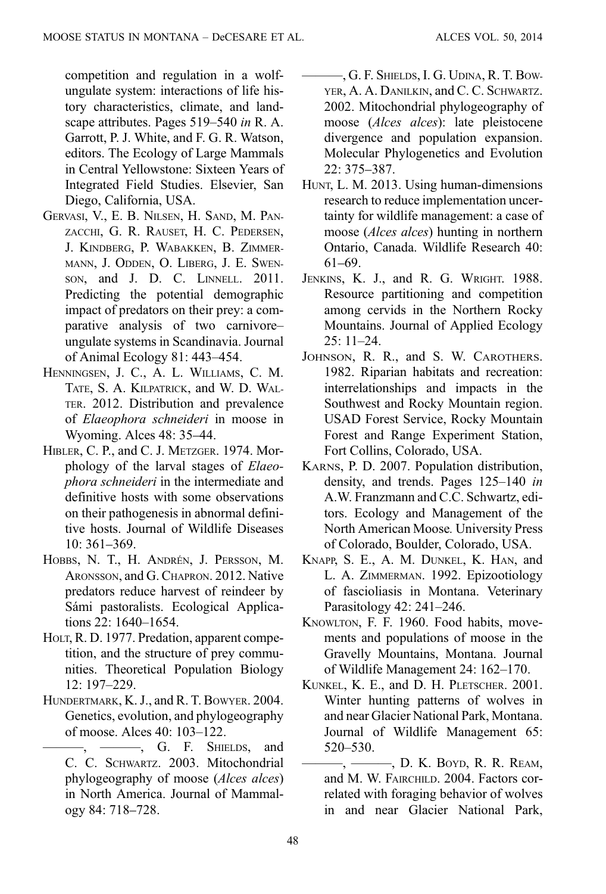competition and regulation in a wolf-ungulate system: interactions of life history characteristics, climate, and landscape attributes. Pages 519–540 *in* R. A. Garrott, P. J. White, and F. G. R. Watson, editors. The Ecology of Large Mammals in Central Yellowstone: Sixteen Years of Integrated Field Studies. Elsevier, San Diego, California, USA.

Gervasi, V., E. B. Nilsen, H. Sand, M. Panzacchi, G. R. Rauset, H. C. Pedersen, J. Kindberg, P. Wabakken, B. Zimmermann, J. Odden, O. Liberg, J. E. Swenson, and J. D. C. Linnell. 2011. Predicting the potential demographic impact of predators on their prey: a comparative analysis of two carnivore–ungulate systems in Scandinavia. Journal of Animal Ecology 81: 443–454.

Henningsen, J. C., A. L. Williams, C. M. Tate, S. A. Kilpatrick, and W. D. Walter. 2012. Distribution and prevalence of *Elaeophora schneideri* in moose in Wyoming. Alces 48: 35–44.

Hibler, C. P., and C. J. Metzger. 1974. Morphology of the larval stages of *Elaeophora schneideri* in the intermediate and definitive hosts with some observations on their pathogenesis in abnormal definitive hosts. Journal of Wildlife Diseases 10: 361–369.

Hobbs, N. T., H. Andrén, J. Persson, M. Aronsson, and G. Chapron. 2012. Native predators reduce harvest of reindeer by Sámi pastoralists. Ecological Applications 22: 1640–1654.

Holt, R. D. 1977. Predation, apparent competition, and the structure of prey communities. Theoretical Population Biology 12: 197–229.

Hundertmark, K. J., and R. T. Bowyer. 2004. Genetics, evolution, and phylogeography of moose. Alces 40: 103–122.

———, ———, G. F. Shields, and C. C. Schwartz. 2003. Mitochondrial phylogeography of moose (*Alces alces*) in North America. Journal of Mammalogy 84: 718–728.

———, G. F. Shields, I. G. Udina, R. T. Bowyer, A. A. Danilkin, and C. C. Schwartz. 2002. Mitochondrial phylogeography of moose (*Alces alces*): late pleistocene divergence and population expansion. Molecular Phylogenetics and Evolution 22: 375–387.

Hunt, L. M. 2013. Using human-dimensions research to reduce implementation uncertainty for wildlife management: a case of moose (*Alces alces*) hunting in northern Ontario, Canada. Wildlife Research 40: 61–69.

Jenkins, K. J., and R. G. Wright. 1988. Resource partitioning and competition among cervids in the Northern Rocky Mountains. Journal of Applied Ecology 25: 11–24.

Johnson, R. R., and S. W. Carothers. 1982. Riparian habitats and recreation: interrelationships and impacts in the Southwest and Rocky Mountain region. USAD Forest Service, Rocky Mountain Forest and Range Experiment Station, Fort Collins, Colorado, USA.

Karns, P. D. 2007. Population distribution, density, and trends. Pages 125–140 *in* A.W. Franzmann and C.C. Schwartz, editors. Ecology and Management of the North American Moose. University Press of Colorado, Boulder, Colorado, USA.

Knapp, S. E., A. M. Dunkel, K. Han, and L. A. Zimmerman. 1992. Epizootiology of fascioliasis in Montana. Veterinary Parasitology 42: 241–246.

Knowlton, F. F. 1960. Food habits, movements and populations of moose in the Gravelly Mountains, Montana. Journal of Wildlife Management 24: 162–170.

Kunkel, K. E., and D. H. Pletscher. 2001. Winter hunting patterns of wolves in and near Glacier National Park, Montana. Journal of Wildlife Management 65: 520–530.

———, ———, D. K. Boyd, R. R. Ream, and M. W. Fairchild. 2004. Factors correlated with foraging behavior of wolves in and near Glacier National Park,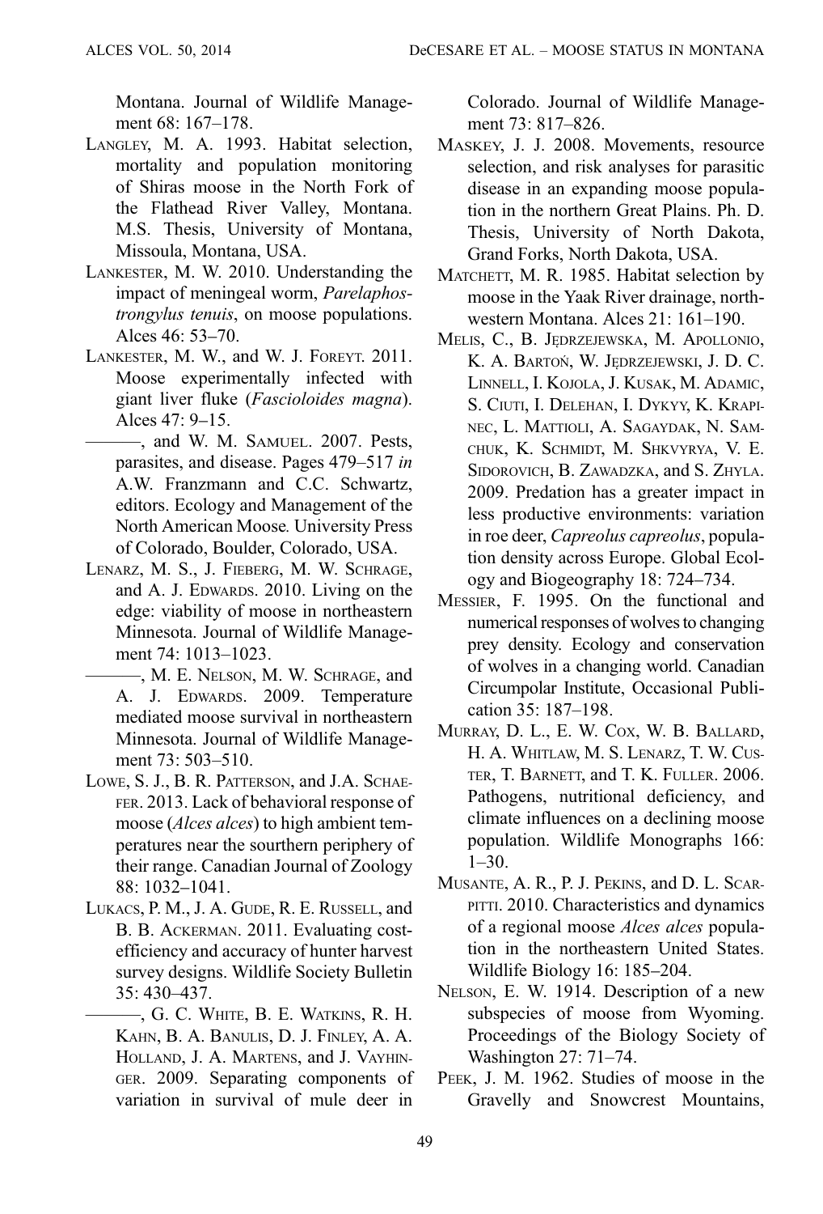Montana. Journal of Wildlife Management 68: 167–178.

LANGLEY, M. A. 1993. Habitat selection, mortality and population monitoring of Shiras moose in the North Fork of the Flathead River Valley, Montana. M.S. Thesis, University of Montana, Missoula, Montana, USA.

LANKESTER, M. W. 2010. Understanding the impact of meningeal worm, *Parelaphostrongylus tenuis*, on moose populations. Alces 46: 53–70.

LANKESTER, M. W., and W. J. FOREYT. 2011. Moose experimentally infected with giant liver fluke (*Fascioloides magna*). Alces 47: 9–15.

———, and W. M. SAMUEL. 2007. Pests, parasites, and disease. Pages 479–517 *in* A.W. Franzmann and C.C. Schwartz, editors. Ecology and Management of the North American Moose. University Press of Colorado, Boulder, Colorado, USA.

LENARZ, M. S., J. FIEBERG, M. W. SCHRAGE, and A. J. EDWARDS. 2010. Living on the edge: viability of moose in northeastern Minnesota. Journal of Wildlife Management 74: 1013–1023.

———, M. E. NELSON, M. W. SCHRAGE, and A. J. EDWARDS. 2009. Temperature mediated moose survival in northeastern Minnesota. Journal of Wildlife Management 73: 503–510.

LOWE, S. J., B. R. PATTERSON, and J.A. SCHAEFER. 2013. Lack of behavioral response of moose (*Alces alces*) to high ambient temperatures near the sourthern periphery of their range. Canadian Journal of Zoology 88: 1032–1041.

LUKACS, P. M., J. A. GUDE, R. E. RUSSELL, and B. B. ACKERMAN. 2011. Evaluating cost-efficiency and accuracy of hunter harvest survey designs. Wildlife Society Bulletin 35: 430–437.

———, G. C. WHITE, B. E. WATKINS, R. H. KAHN, B. A. BANULIS, D. J. FINLEY, A. A. HOLLAND, J. A. MARTENS, and J. VAYHINGER. 2009. Separating components of variation in survival of mule deer in Colorado. Journal of Wildlife Management 73: 817–826.

MASKEY, J. J. 2008. Movements, resource selection, and risk analyses for parasitic disease in an expanding moose population in the northern Great Plains. Ph. D. Thesis, University of North Dakota, Grand Forks, North Dakota, USA.

MATCHETT, M. R. 1985. Habitat selection by moose in the Yaak River drainage, northwestern Montana. Alces 21: 161–190.

MELIS, C., B. JĘDRZEJEWSKA, M. APOLLONIO, K. A. BARTOŃ, W. JĘDRZEJEWSKI, J. D. C. LINNELL, I. KOJOLA, J. KUSAK, M. ADAMIC, S. CIUTI, I. DELEHAN, I. DYKYY, K. KRAPINEC, L. MATTIOLI, A. SAGAYDAK, N. SAMCHUK, K. SCHMIDT, M. SHKVYRYA, V. E. SIDOROVICH, B. ZAWADZKA, and S. ZHYLA. 2009. Predation has a greater impact in less productive environments: variation in roe deer, *Capreolus capreolus*, population density across Europe. Global Ecology and Biogeography 18: 724–734.

MESSIER, F. 1995. On the functional and numerical responses of wolves to changing prey density. Ecology and conservation of wolves in a changing world. Canadian Circumpolar Institute, Occasional Publication 35: 187–198.

MURRAY, D. L., E. W. COX, W. B. BALLARD, H. A. WHITLAW, M. S. LENARZ, T. W. CUSTER, T. BARNETT, and T. K. FULLER. 2006. Pathogens, nutritional deficiency, and climate influences on a declining moose population. Wildlife Monographs 166: 1–30.

MUSANTE, A. R., P. J. PEKINS, and D. L. SCARPITTI. 2010. Characteristics and dynamics of a regional moose *Alces alces* population in the northeastern United States. Wildlife Biology 16: 185–204.

NELSON, E. W. 1914. Description of a new subspecies of moose from Wyoming. Proceedings of the Biology Society of Washington 27: 71–74.

PEEK, J. M. 1962. Studies of moose in the Gravelly and Snowcrest Mountains,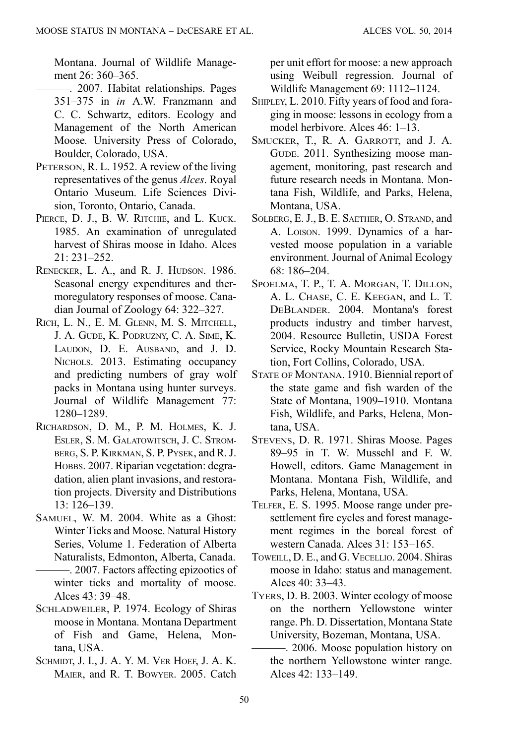Montana. Journal of Wildlife Management 26: 360–365.

———. 2007. Habitat relationships. Pages 351–375 in *in* A.W. Franzmann and C. C. Schwartz, editors. Ecology and Management of the North American Moose. University Press of Colorado, Boulder, Colorado, USA.

PETERSON, R. L. 1952. A review of the living representatives of the genus *Alces*. Royal Ontario Museum. Life Sciences Division, Toronto, Ontario, Canada.

PIERCE, D. J., B. W. RITCHIE, and L. KUCK. 1985. An examination of unregulated harvest of Shiras moose in Idaho. Alces 21: 231–252.

RENECKER, L. A., and R. J. HUDSON. 1986. Seasonal energy expenditures and thermoregulatory responses of moose. Canadian Journal of Zoology 64: 322–327.

RICH, L. N., E. M. GLENN, M. S. MITCHELL, J. A. GUDE, K. PODRUZNY, C. A. SIME, K. LAUDON, D. E. AUSBAND, and J. D. NICHOLS. 2013. Estimating occupancy and predicting numbers of gray wolf packs in Montana using hunter surveys. Journal of Wildlife Management 77: 1280–1289.

RICHARDSON, D. M., P. M. HOLMES, K. J. ESLER, S. M. GALATOWITSCH, J. C. STROMBERG, S. P. KIRKMAN, S. P. PYSEK, and R. J. HOBBS. 2007. Riparian vegetation: degradation, alien plant invasions, and restoration projects. Diversity and Distributions 13: 126–139.

SAMUEL, W. M. 2004. White as a Ghost: Winter Ticks and Moose. Natural History Series, Volume 1. Federation of Alberta Naturalists, Edmonton, Alberta, Canada.

———. 2007. Factors affecting epizootics of winter ticks and mortality of moose. Alces 43: 39–48.

SCHLADWEILER, P. 1974. Ecology of Shiras moose in Montana. Montana Department of Fish and Game, Helena, Montana, USA.

SCHMIDT, J. I., J. A. Y. M. VER HOEF, J. A. K. MAIER, and R. T. BOWYER. 2005. Catch per unit effort for moose: a new approach using Weibull regression. Journal of Wildlife Management 69: 1112–1124.

SHIPLEY, L. 2010. Fifty years of food and foraging in moose: lessons in ecology from a model herbivore. Alces 46: 1–13.

SMUCKER, T., R. A. GARROTT, and J. A. GUDE. 2011. Synthesizing moose management, monitoring, past research and future research needs in Montana. Montana Fish, Wildlife, and Parks, Helena, Montana, USA.

SOLBERG, E. J., B. E. SAETHER, O. STRAND, and A. LOISON. 1999. Dynamics of a harvested moose population in a variable environment. Journal of Animal Ecology 68: 186–204.

SPOELMA, T. P., T. A. MORGAN, T. DILLON, A. L. CHASE, C. E. KEEGAN, and L. T. DEBLANDER. 2004. Montana's forest products industry and timber harvest, 2004. Resource Bulletin, USDA Forest Service, Rocky Mountain Research Station, Fort Collins, Colorado, USA.

STATE OF MONTANA. 1910. Biennial report of the state game and fish warden of the State of Montana, 1909–1910. Montana Fish, Wildlife, and Parks, Helena, Montana, USA.

STEVENS, D. R. 1971. Shiras Moose. Pages 89–95 in T. W. Mussehl and F. W. Howell, editors. Game Management in Montana. Montana Fish, Wildlife, and Parks, Helena, Montana, USA.

TELFER, E. S. 1995. Moose range under presettlement fire cycles and forest management regimes in the boreal forest of western Canada. Alces 31: 153–165.

TOWEILL, D. E., and G. VECELLIO. 2004. Shiras moose in Idaho: status and management. Alces 40: 33–43.

TYERS, D. B. 2003. Winter ecology of moose on the northern Yellowstone winter range. Ph. D. Dissertation, Montana State University, Bozeman, Montana, USA.

———. 2006. Moose population history on the northern Yellowstone winter range. Alces 42: 133–149.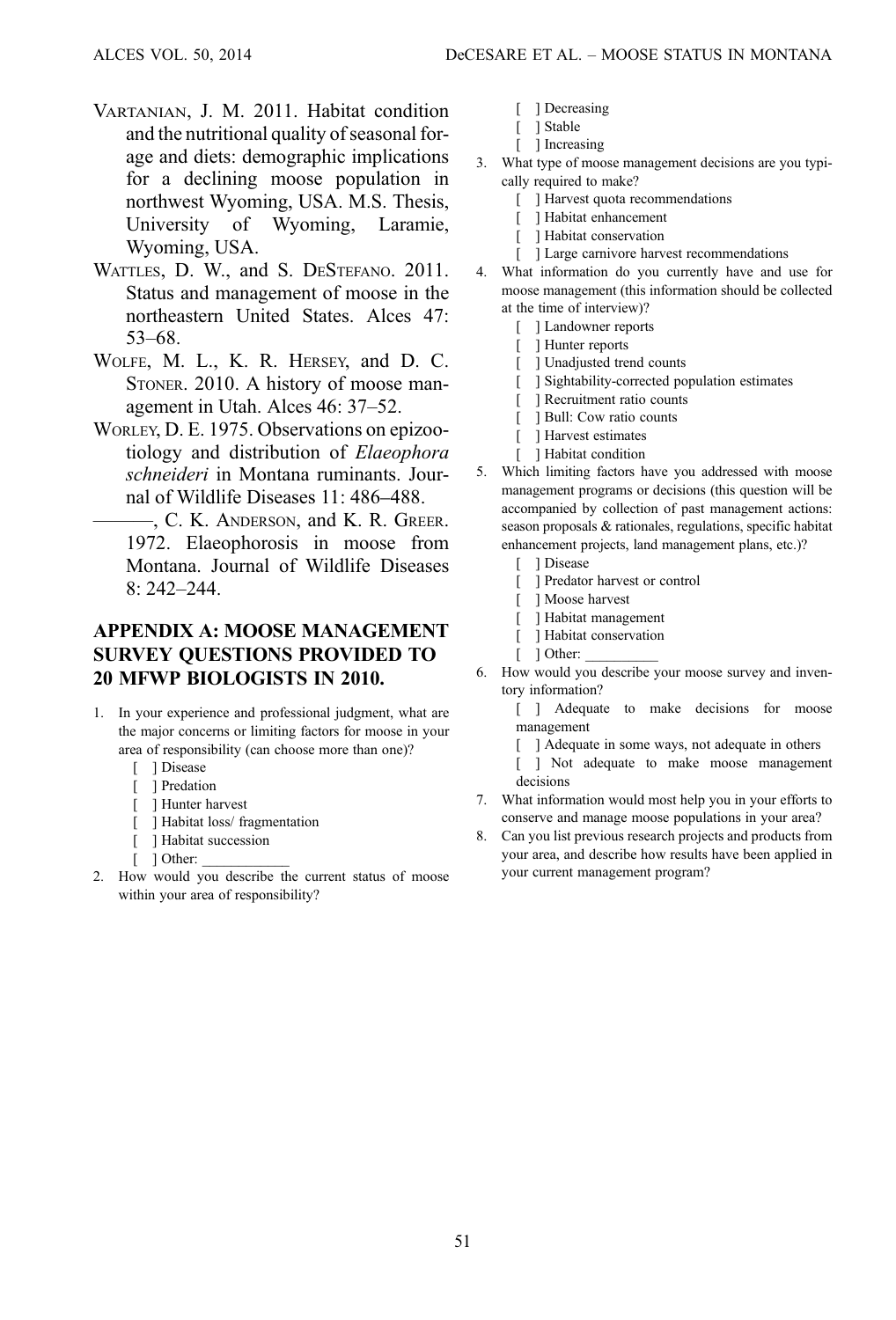VARTANIAN, J. M. 2011. Habitat condition and the nutritional quality of seasonal forage and diets: demographic implications for a declining moose population in northwest Wyoming, USA. M.S. Thesis, University of Wyoming, Laramie, Wyoming, USA.

WATTLES, D. W., and S. DESTEFANO. 2011. Status and management of moose in the northeastern United States. Alces 47: 53–68.

WOLFE, M. L., K. R. HERSEY, and D. C. STONER. 2010. A history of moose management in Utah. Alces 46: 37–52.

WORLEY, D. E. 1975. Observations on epizootiology and distribution of *Elaeophora schneideri* in Montana ruminants. Journal of Wildlife Diseases 11: 486–488.

———, C. K. ANDERSON, and K. R. GREER. 1972. Elaeophorosis in moose from Montana. Journal of Wildlife Diseases 8: 242–244.

## APPENDIX A: MOOSE MANAGEMENT SURVEY QUESTIONS PROVIDED TO 20 MFWP BIOLOGISTS IN 2010.

1. In your experience and professional judgment, what are the major concerns or limiting factors for moose in your area of responsibility (can choose more than one)?
   - [ ] Disease
   - [ ] Predation
   - [ ] Hunter harvest
   - [ ] Habitat loss/ fragmentation
   - [ ] Habitat succession
   - [ ] Other: ____________
2. How would you describe the current status of moose within your area of responsibility?
   - [ ] Decreasing
   - [ ] Stable
   - [ ] Increasing
3. What type of moose management decisions are you typically required to make?
   - [ ] Harvest quota recommendations
   - [ ] Habitat enhancement
   - [ ] Habitat conservation
   - [ ] Large carnivore harvest recommendations
4. What information do you currently have and use for moose management (this information should be collected at the time of interview)?
   - [ ] Landowner reports
   - [ ] Hunter reports
   - [ ] Unadjusted trend counts
   - [ ] Sightability-corrected population estimates
   - [ ] Recruitment ratio counts
   - [ ] Bull: Cow ratio counts
   - [ ] Harvest estimates
   - [ ] Habitat condition
5. Which limiting factors have you addressed with moose management programs or decisions (this question will be accompanied by collection of past management actions: season proposals & rationales, regulations, specific habitat enhancement projects, land management plans, etc.)?
   - [ ] Disease
   - [ ] Predator harvest or control
   - [ ] Moose harvest
   - [ ] Habitat management
   - [ ] Habitat conservation
   - [ ] Other: __________
6. How would you describe your moose survey and inventory information?
   - [ ] Adequate to make decisions for moose management
   - [ ] Adequate in some ways, not adequate in others
   - [ ] Not adequate to make moose management decisions
7. What information would most help you in your efforts to conserve and manage moose populations in your area?
8. Can you list previous research projects and products from your area, and describe how results have been applied in your current management program?